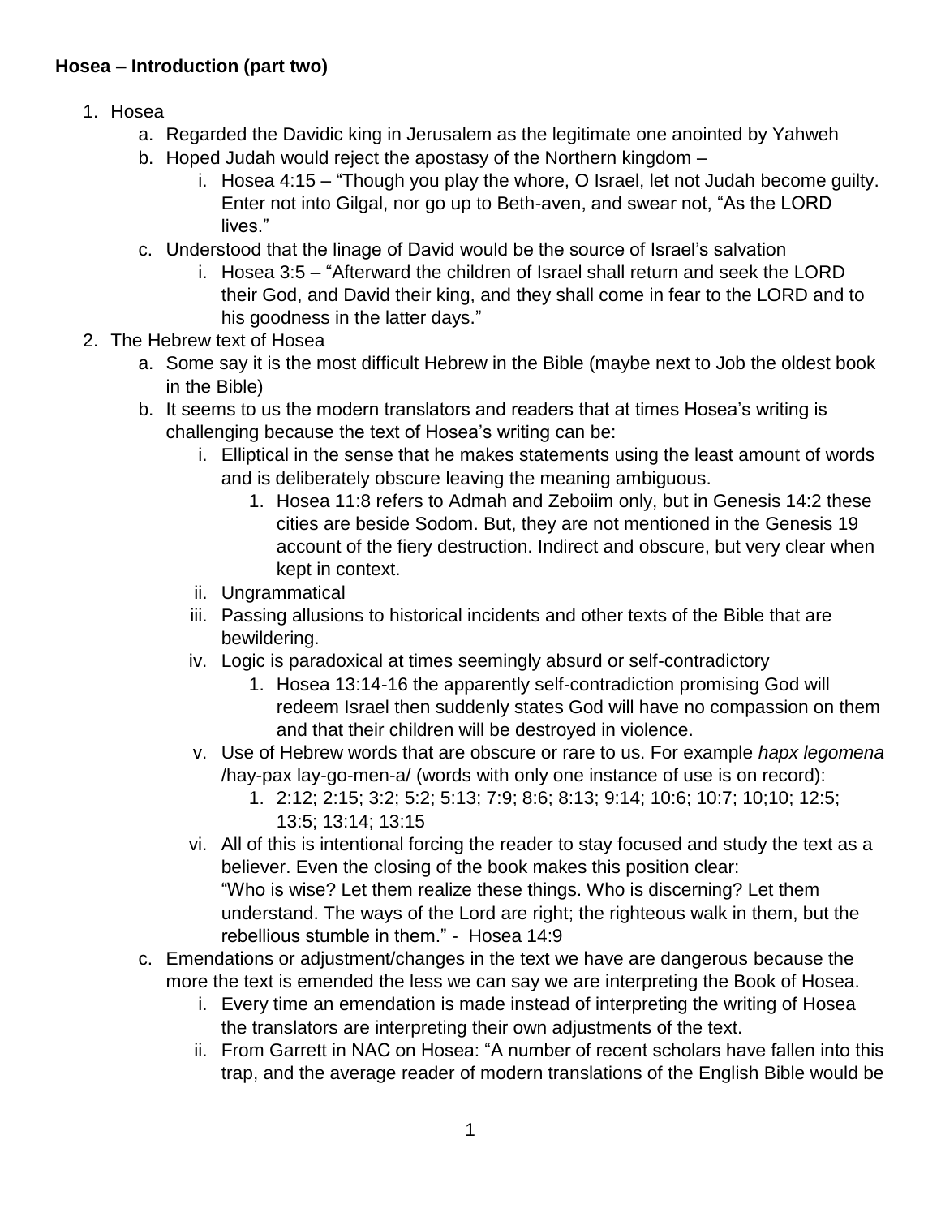**Hosea – Introduction (part two)**

1. Hosea
   a. Regarded the Davidic king in Jerusalem as the legitimate one anointed by Yahweh
   b. Hoped Judah would reject the apostasy of the Northern kingdom –
      i. Hosea 4:15 – "Though you play the whore, O Israel, let not Judah become guilty. Enter not into Gilgal, nor go up to Beth-aven, and swear not, "As the LORD lives."
   c. Understood that the linage of David would be the source of Israel's salvation
      i. Hosea 3:5 – "Afterward the children of Israel shall return and seek the LORD their God, and David their king, and they shall come in fear to the LORD and to his goodness in the latter days."
2. The Hebrew text of Hosea
   a. Some say it is the most difficult Hebrew in the Bible (maybe next to Job the oldest book in the Bible)
   b. It seems to us the modern translators and readers that at times Hosea's writing is challenging because the text of Hosea's writing can be:
      i. Elliptical in the sense that he makes statements using the least amount of words and is deliberately obscure leaving the meaning ambiguous.
         1. Hosea 11:8 refers to Admah and Zeboiim only, but in Genesis 14:2 these cities are beside Sodom. But, they are not mentioned in the Genesis 19 account of the fiery destruction. Indirect and obscure, but very clear when kept in context.
      ii. Ungrammatical
      iii. Passing allusions to historical incidents and other texts of the Bible that are bewildering.
      iv. Logic is paradoxical at times seemingly absurd or self-contradictory
         1. Hosea 13:14-16 the apparently self-contradiction promising God will redeem Israel then suddenly states God will have no compassion on them and that their children will be destroyed in violence.
      v. Use of Hebrew words that are obscure or rare to us. For example *hapx legomena* /hay-pax lay-go-men-a/ (words with only one instance of use is on record):
         1. 2:12; 2:15; 3:2; 5:2; 5:13; 7:9; 8:6; 8:13; 9:14; 10:6; 10:7; 10;10; 12:5; 13:5; 13:14; 13:15
      vi. All of this is intentional forcing the reader to stay focused and study the text as a believer. Even the closing of the book makes this position clear: "Who is wise? Let them realize these things. Who is discerning? Let them understand. The ways of the Lord are right; the righteous walk in them, but the rebellious stumble in them." - Hosea 14:9
   c. Emendations or adjustment/changes in the text we have are dangerous because the more the text is emended the less we can say we are interpreting the Book of Hosea.
      i. Every time an emendation is made instead of interpreting the writing of Hosea the translators are interpreting their own adjustments of the text.
      ii. From Garrett in NAC on Hosea: "A number of recent scholars have fallen into this trap, and the average reader of modern translations of the English Bible would be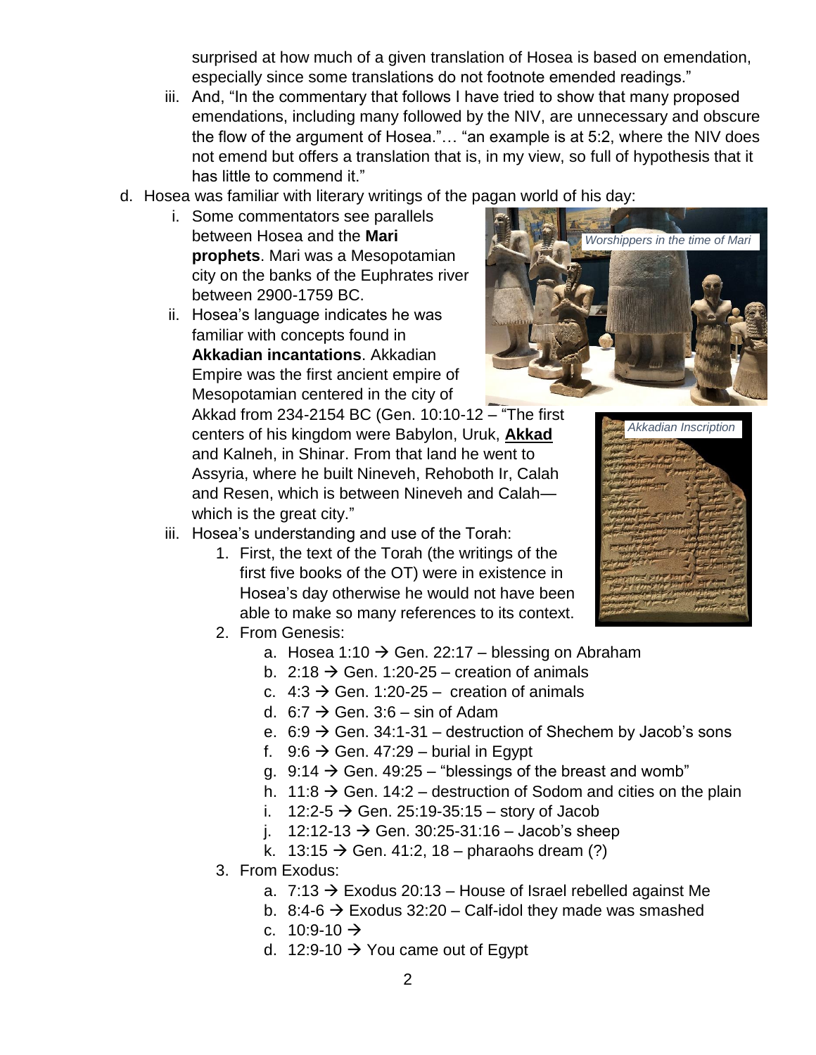surprised at how much of a given translation of Hosea is based on emendation, especially since some translations do not footnote emended readings."

iii. And, "In the commentary that follows I have tried to show that many proposed emendations, including many followed by the NIV, are unnecessary and obscure the flow of the argument of Hosea."… "an example is at 5:2, where the NIV does not emend but offers a translation that is, in my view, so full of hypothesis that it has little to commend it."

d. Hosea was familiar with literary writings of the pagan world of his day:

   i. Some commentators see parallels between Hosea and the **Mari prophets**. Mari was a Mesopotamian city on the banks of the Euphrates river between 2900-1759 BC.

   ii. Hosea's language indicates he was familiar with concepts found in **Akkadian incantations**. Akkadian Empire was the first ancient empire of Mesopotamian centered in the city of Akkad from 234-2154 BC (Gen. 10:10-12 – "The first centers of his kingdom were Babylon, Uruk, **Akkad** and Kalneh, in Shinar. From that land he went to Assyria, where he built Nineveh, Rehoboth Ir, Calah and Resen, which is between Nineveh and Calah—which is the great city."

   *Worshippers in the time of Mari*

   *Akkadian Inscription*

   iii. Hosea's understanding and use of the Torah:

      1. First, the text of the Torah (the writings of the first five books of the OT) were in existence in Hosea's day otherwise he would not have been able to make so many references to its context.
      2. From Genesis:
         a. Hosea 1:10 → Gen. 22:17 – blessing on Abraham
         b. 2:18 → Gen. 1:20-25 – creation of animals
         c. 4:3 → Gen. 1:20-25 – creation of animals
         d. 6:7 → Gen. 3:6 – sin of Adam
         e. 6:9 → Gen. 34:1-31 – destruction of Shechem by Jacob's sons
         f. 9:6 → Gen. 47:29 – burial in Egypt
         g. 9:14 → Gen. 49:25 – "blessings of the breast and womb"
         h. 11:8 → Gen. 14:2 – destruction of Sodom and cities on the plain
         i. 12:2-5 → Gen. 25:19-35:15 – story of Jacob
         j. 12:12-13 → Gen. 30:25-31:16 – Jacob's sheep
         k. 13:15 → Gen. 41:2, 18 – pharaohs dream (?)
      3. From Exodus:
         a. 7:13 → Exodus 20:13 – House of Israel rebelled against Me
         b. 8:4-6 → Exodus 32:20 – Calf-idol they made was smashed
         c. 10:9-10 →
         d. 12:9-10 → You came out of Egypt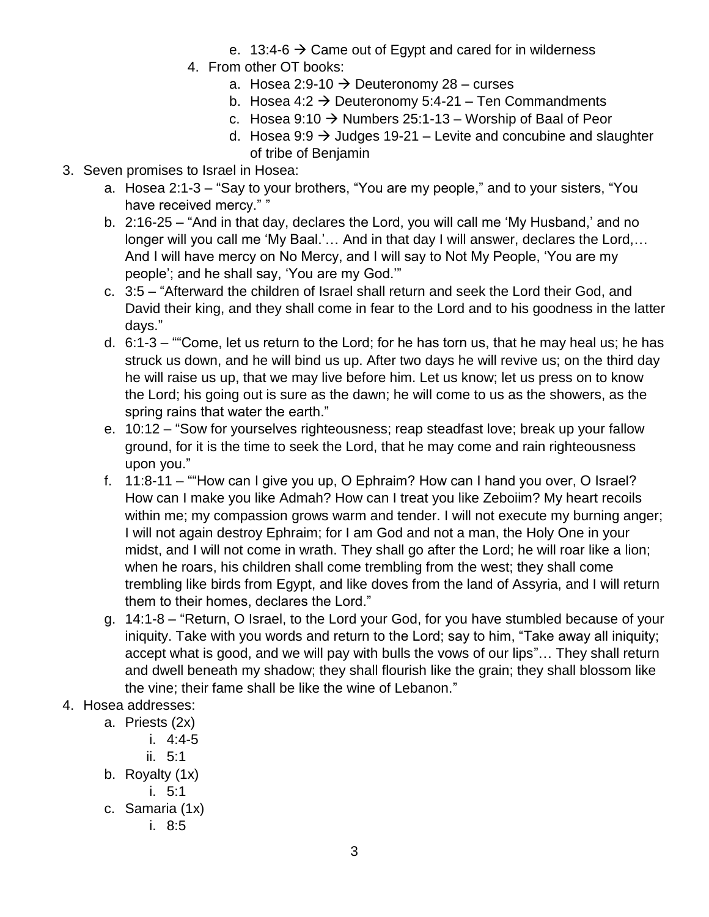e. 13:4-6 → Came out of Egypt and cared for in wilderness

   4. From other OT books:
      a. Hosea 2:9-10 → Deuteronomy 28 – curses
      b. Hosea 4:2 → Deuteronomy 5:4-21 – Ten Commandments
      c. Hosea 9:10 → Numbers 25:1-13 – Worship of Baal of Peor
      d. Hosea 9:9 → Judges 19-21 – Levite and concubine and slaughter of tribe of Benjamin

3. Seven promises to Israel in Hosea:
   a. Hosea 2:1-3 – "Say to your brothers, "You are my people," and to your sisters, "You have received mercy." "
   b. 2:16-25 – "And in that day, declares the Lord, you will call me 'My Husband,' and no longer will you call me 'My Baal.'… And in that day I will answer, declares the Lord,… And I will have mercy on No Mercy, and I will say to Not My People, 'You are my people'; and he shall say, 'You are my God.'"
   c. 3:5 – "Afterward the children of Israel shall return and seek the Lord their God, and David their king, and they shall come in fear to the Lord and to his goodness in the latter days."
   d. 6:1-3 – ""Come, let us return to the Lord; for he has torn us, that he may heal us; he has struck us down, and he will bind us up. After two days he will revive us; on the third day he will raise us up, that we may live before him. Let us know; let us press on to know the Lord; his going out is sure as the dawn; he will come to us as the showers, as the spring rains that water the earth."
   e. 10:12 – "Sow for yourselves righteousness; reap steadfast love; break up your fallow ground, for it is the time to seek the Lord, that he may come and rain righteousness upon you."
   f. 11:8-11 – ""How can I give you up, O Ephraim? How can I hand you over, O Israel? How can I make you like Admah? How can I treat you like Zeboiim? My heart recoils within me; my compassion grows warm and tender. I will not execute my burning anger; I will not again destroy Ephraim; for I am God and not a man, the Holy One in your midst, and I will not come in wrath. They shall go after the Lord; he will roar like a lion; when he roars, his children shall come trembling from the west; they shall come trembling like birds from Egypt, and like doves from the land of Assyria, and I will return them to their homes, declares the Lord."
   g. 14:1-8 – "Return, O Israel, to the Lord your God, for you have stumbled because of your iniquity. Take with you words and return to the Lord; say to him, "Take away all iniquity; accept what is good, and we will pay with bulls the vows of our lips"… They shall return and dwell beneath my shadow; they shall flourish like the grain; they shall blossom like the vine; their fame shall be like the wine of Lebanon."

4. Hosea addresses:
   a. Priests (2x)
      i. 4:4-5
      ii. 5:1
   b. Royalty (1x)
      i. 5:1
   c. Samaria (1x)
      i. 8:5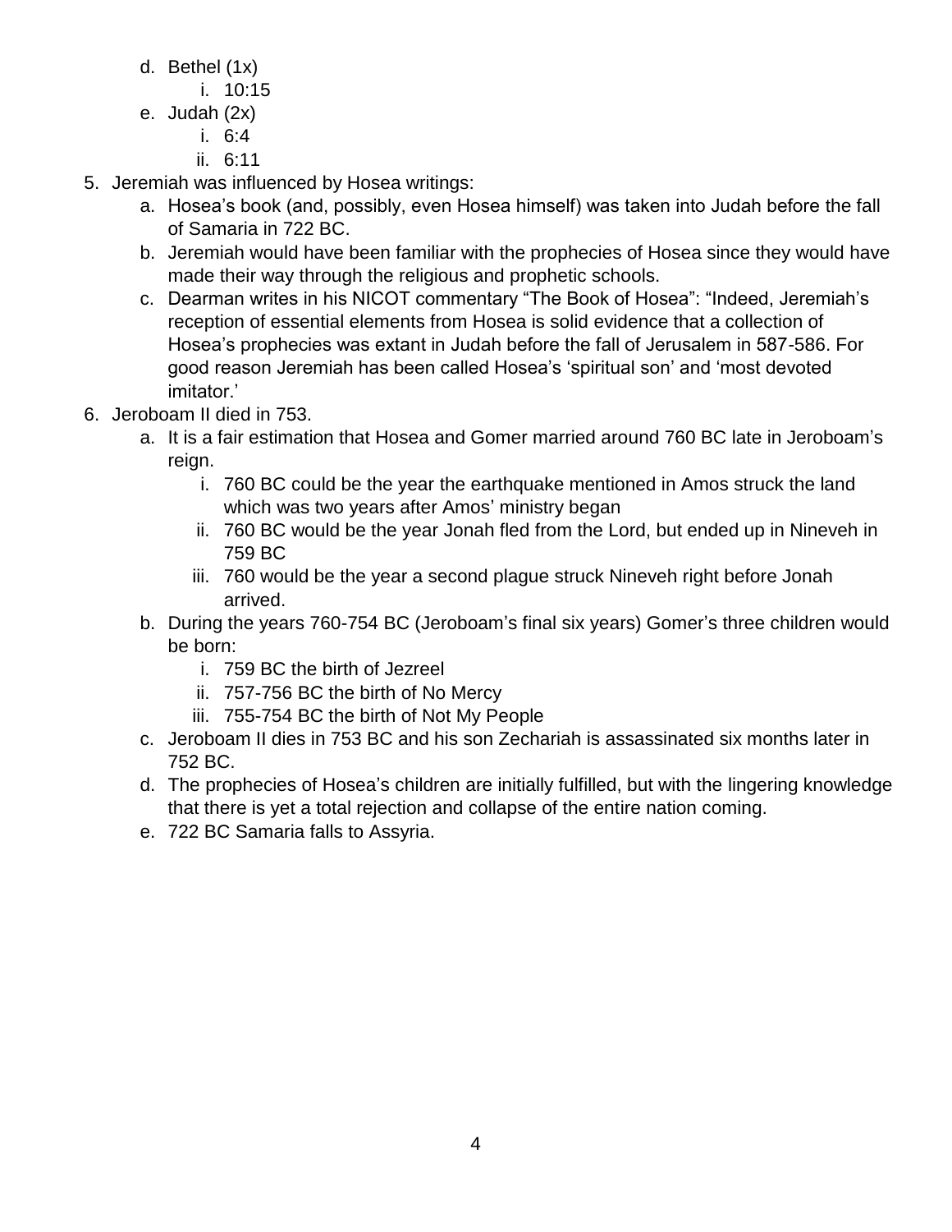d. Bethel (1x)
      i. 10:15
   e. Judah (2x)
      i. 6:4
      ii. 6:11

5. Jeremiah was influenced by Hosea writings:
   a. Hosea's book (and, possibly, even Hosea himself) was taken into Judah before the fall of Samaria in 722 BC.
   b. Jeremiah would have been familiar with the prophecies of Hosea since they would have made their way through the religious and prophetic schools.
   c. Dearman writes in his NICOT commentary "The Book of Hosea": "Indeed, Jeremiah's reception of essential elements from Hosea is solid evidence that a collection of Hosea's prophecies was extant in Judah before the fall of Jerusalem in 587-586. For good reason Jeremiah has been called Hosea's 'spiritual son' and 'most devoted imitator.'

6. Jeroboam II died in 753.
   a. It is a fair estimation that Hosea and Gomer married around 760 BC late in Jeroboam's reign.
      i. 760 BC could be the year the earthquake mentioned in Amos struck the land which was two years after Amos' ministry began
      ii. 760 BC would be the year Jonah fled from the Lord, but ended up in Nineveh in 759 BC
      iii. 760 would be the year a second plague struck Nineveh right before Jonah arrived.
   b. During the years 760-754 BC (Jeroboam's final six years) Gomer's three children would be born:
      i. 759 BC the birth of Jezreel
      ii. 757-756 BC the birth of No Mercy
      iii. 755-754 BC the birth of Not My People
   c. Jeroboam II dies in 753 BC and his son Zechariah is assassinated six months later in 752 BC.
   d. The prophecies of Hosea's children are initially fulfilled, but with the lingering knowledge that there is yet a total rejection and collapse of the entire nation coming.
   e. 722 BC Samaria falls to Assyria.